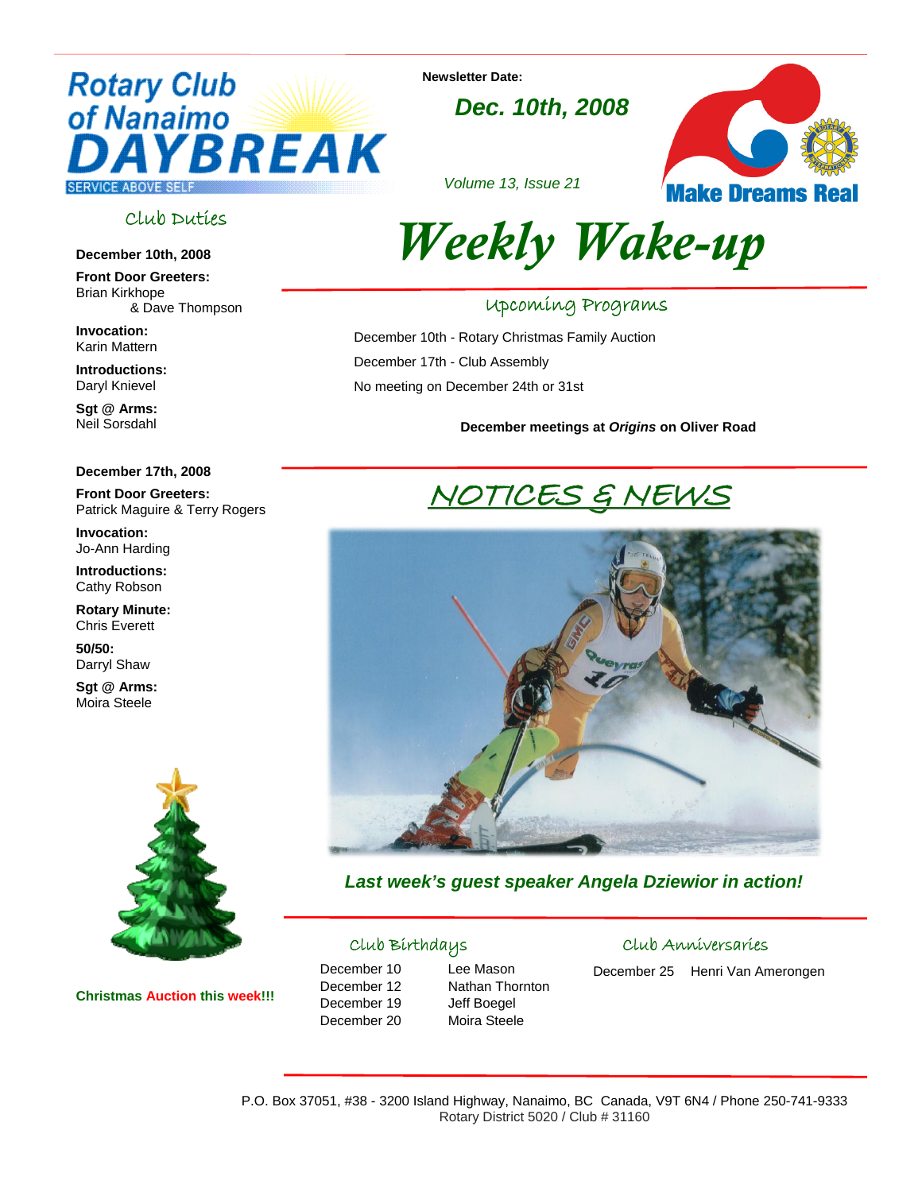# Rotary Club of Nanaimo DAYBREAK

SERVICE ABOVE SELF

**Newsletter Date:**

***Dec. 10th, 2008***

*Volume 13, Issue 21*

**Make Dreams Real**

# *Weekly Wake-up*

## Club Duties

**December 10th, 2008**

**Front Door Greeters:**
Brian Kirkhope
& Dave Thompson

**Invocation:**
Karin Mattern

**Introductions:**
Daryl Knievel

**Sgt @ Arms:**
Neil Sorsdahl

**December 17th, 2008**

**Front Door Greeters:**
Patrick Maguire & Terry Rogers

**Invocation:**
Jo-Ann Harding

**Introductions:**
Cathy Robson

**Rotary Minute:**
Chris Everett

**50/50:**
Darryl Shaw

**Sgt @ Arms:**
Moira Steele

**Christmas Auction this week!!!**

## Upcoming Programs

December 10th - Rotary Christmas Family Auction

December 17th - Club Assembly

No meeting on December 24th or 31st

**December meetings at *Origins* on Oliver Road**

## NOTICES & NEWS

***Last week's guest speaker Angela Dziewior in action!***

## Club Birthdays

| | |
|---|---|
| December 10 | Lee Mason |
| December 12 | Nathan Thornton |
| December 19 | Jeff Boegel |
| December 20 | Moira Steele |

## Club Anniversaries

| | |
|---|---|
| December 25 | Henri Van Amerongen |

P.O. Box 37051, #38 - 3200 Island Highway, Nanaimo, BC Canada, V9T 6N4 / Phone 250-741-9333
Rotary District 5020 / Club # 31160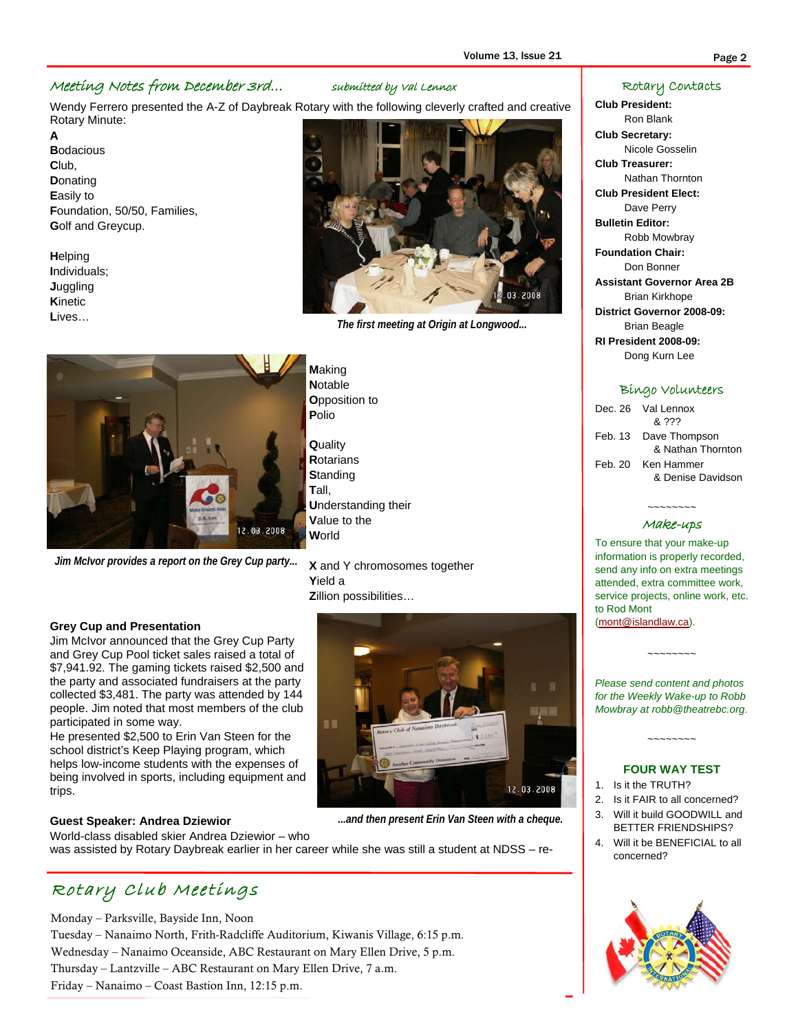## Meeting Notes from December 3rd...

*submitted by Val Lennox*

Wendy Ferrero presented the A-Z of Daybreak Rotary with the following cleverly crafted and creative Rotary Minute:

**A**
**B**odacious
**C**lub,
**D**onating
**E**asily to
**F**oundation, 50/50, Families,
**G**olf and Greycup.

**H**elping
**I**ndividuals;
**J**uggling
**K**inetic
**L**ives…

*The first meeting at Origin at Longwood...*

**M**aking
**N**otable
**O**pposition to
**P**olio

**Q**uality
**R**otarians
**S**tanding
**T**all,
**U**nderstanding their
**V**alue to the
**W**orld

**X** and Y chromosomes together
**Y**ield a
**Z**illion possibilities…

*Jim McIvor provides a report on the Grey Cup party...*

**Grey Cup and Presentation**

Jim McIvor announced that the Grey Cup Party and Grey Cup Pool ticket sales raised a total of $7,941.92. The gaming tickets raised $2,500 and the party and associated fundraisers at the party collected $3,481. The party was attended by 144 people. Jim noted that most members of the club participated in some way.

He presented $2,500 to Erin Van Steen for the school district's Keep Playing program, which helps low-income students with the expenses of being involved in sports, including equipment and trips.

*...and then present Erin Van Steen with a cheque.*

**Guest Speaker: Andrea Dziewior**

World-class disabled skier Andrea Dziewior – who was assisted by Rotary Daybreak earlier in her career while she was still a student at NDSS – re-

## Rotary Club Meetings

Monday – Parksville, Bayside Inn, Noon
Tuesday – Nanaimo North, Frith-Radcliffe Auditorium, Kiwanis Village, 6:15 p.m.
Wednesday – Nanaimo Oceanside, ABC Restaurant on Mary Ellen Drive, 5 p.m.
Thursday – Lantzville – ABC Restaurant on Mary Ellen Drive, 7 a.m.
Friday – Nanaimo – Coast Bastion Inn, 12:15 p.m.

## Rotary Contacts

**Club President:**
Ron Blank
**Club Secretary:**
Nicole Gosselin
**Club Treasurer:**
Nathan Thornton
**Club President Elect:**
Dave Perry
**Bulletin Editor:**
Robb Mowbray
**Foundation Chair:**
Don Bonner
**Assistant Governor Area 2B**
Brian Kirkhope
**District Governor 2008-09:**
Brian Beagle
**RI President 2008-09:**
Dong Kurn Lee

## Bingo Volunteers

Dec. 26 Val Lennox & ???
Feb. 13 Dave Thompson & Nathan Thornton
Feb. 20 Ken Hammer & Denise Davidson

~~~~~~~~

## Make-ups

To ensure that your make-up information is properly recorded, send any info on extra meetings attended, extra committee work, service projects, online work, etc. to Rod Mont (mont@islandlaw.ca).

~~~~~~~~

*Please send content and photos for the Weekly Wake-up to Robb Mowbray at robb@theatrebc.org.*

~~~~~~~~

**FOUR WAY TEST**

1. Is it the TRUTH?
2. Is it FAIR to all concerned?
3. Will it build GOODWILL and BETTER FRIENDSHIPS?
4. Will it be BENEFICIAL to all concerned?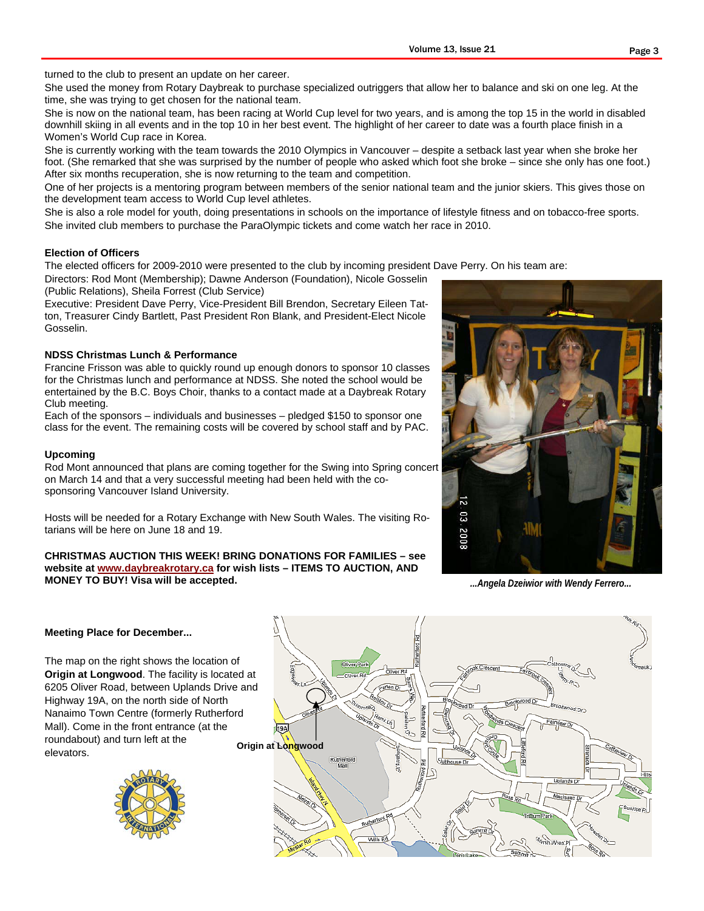turned to the club to present an update on her career.

She used the money from Rotary Daybreak to purchase specialized outriggers that allow her to balance and ski on one leg. At the time, she was trying to get chosen for the national team.

She is now on the national team, has been racing at World Cup level for two years, and is among the top 15 in the world in disabled downhill skiing in all events and in the top 10 in her best event. The highlight of her career to date was a fourth place finish in a Women's World Cup race in Korea.

She is currently working with the team towards the 2010 Olympics in Vancouver – despite a setback last year when she broke her foot. (She remarked that she was surprised by the number of people who asked which foot she broke – since she only has one foot.) After six months recuperation, she is now returning to the team and competition.

One of her projects is a mentoring program between members of the senior national team and the junior skiers. This gives those on the development team access to World Cup level athletes.

She is also a role model for youth, doing presentations in schools on the importance of lifestyle fitness and on tobacco-free sports. She invited club members to purchase the ParaOlympic tickets and come watch her race in 2010.

**Election of Officers**

The elected officers for 2009-2010 were presented to the club by incoming president Dave Perry. On his team are:

Directors: Rod Mont (Membership); Dawne Anderson (Foundation), Nicole Gosselin (Public Relations), Sheila Forrest (Club Service)

Executive: President Dave Perry, Vice-President Bill Brendon, Secretary Eileen Tatton, Treasurer Cindy Bartlett, Past President Ron Blank, and President-Elect Nicole Gosselin.

**NDSS Christmas Lunch & Performance**

Francine Frisson was able to quickly round up enough donors to sponsor 10 classes for the Christmas lunch and performance at NDSS. She noted the school would be entertained by the B.C. Boys Choir, thanks to a contact made at a Daybreak Rotary Club meeting.

Each of the sponsors – individuals and businesses – pledged $150 to sponsor one class for the event. The remaining costs will be covered by school staff and by PAC.

**Upcoming**

Rod Mont announced that plans are coming together for the Swing into Spring concert on March 14 and that a very successful meeting had been held with the co-sponsoring Vancouver Island University.

Hosts will be needed for a Rotary Exchange with New South Wales. The visiting Rotarians will be here on June 18 and 19.

**CHRISTMAS AUCTION THIS WEEK! BRING DONATIONS FOR FAMILIES – see website at www.daybreakrotary.ca for wish lists – ITEMS TO AUCTION, AND MONEY TO BUY! Visa will be accepted.**

*...Angela Dzeiwior with Wendy Ferrero...*

**Meeting Place for December...**

The map on the right shows the location of **Origin at Longwood**. The facility is located at 6205 Oliver Road, between Uplands Drive and Highway 19A, on the north side of North Nanaimo Town Centre (formerly Rutherford Mall). Come in the front entrance (at the roundabout) and turn left at the elevators.

**Origin at Longwood**